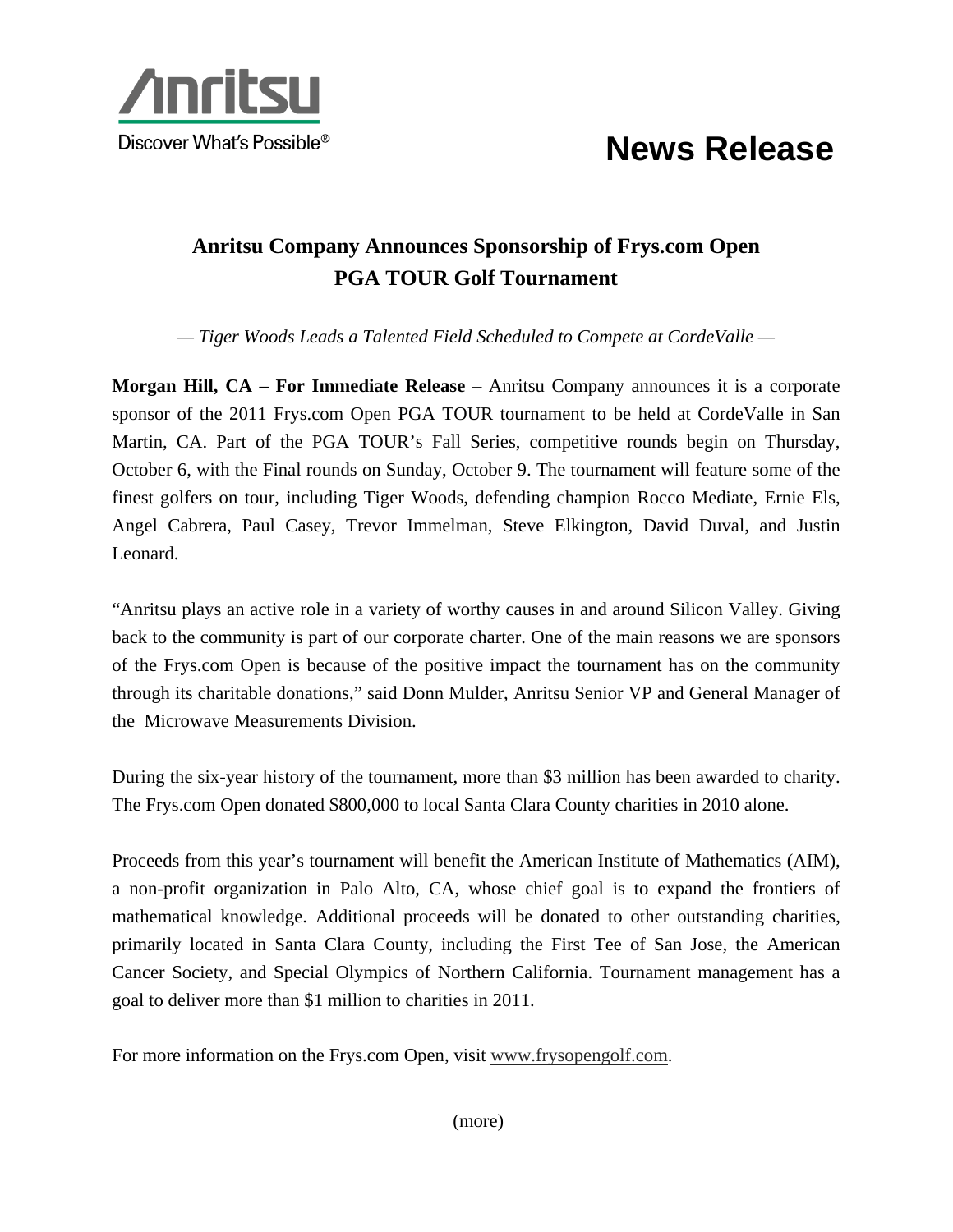Anritsu

Discover What's Possible®

# News Release

## Anritsu Company Announces Sponsorship of Frys.com Open PGA TOUR Golf Tournament

*— Tiger Woods Leads a Talented Field Scheduled to Compete at CordeValle —*

**Morgan Hill, CA – For Immediate Release** – Anritsu Company announces it is a corporate sponsor of the 2011 Frys.com Open PGA TOUR tournament to be held at CordeValle in San Martin, CA. Part of the PGA TOUR's Fall Series, competitive rounds begin on Thursday, October 6, with the Final rounds on Sunday, October 9. The tournament will feature some of the finest golfers on tour, including Tiger Woods, defending champion Rocco Mediate, Ernie Els, Angel Cabrera, Paul Casey, Trevor Immelman, Steve Elkington, David Duval, and Justin Leonard.

"Anritsu plays an active role in a variety of worthy causes in and around Silicon Valley. Giving back to the community is part of our corporate charter. One of the main reasons we are sponsors of the Frys.com Open is because of the positive impact the tournament has on the community through its charitable donations," said Donn Mulder, Anritsu Senior VP and General Manager of the Microwave Measurements Division.

During the six-year history of the tournament, more than $3 million has been awarded to charity. The Frys.com Open donated $800,000 to local Santa Clara County charities in 2010 alone.

Proceeds from this year's tournament will benefit the American Institute of Mathematics (AIM), a non-profit organization in Palo Alto, CA, whose chief goal is to expand the frontiers of mathematical knowledge. Additional proceeds will be donated to other outstanding charities, primarily located in Santa Clara County, including the First Tee of San Jose, the American Cancer Society, and Special Olympics of Northern California. Tournament management has a goal to deliver more than $1 million to charities in 2011.

For more information on the Frys.com Open, visit www.frysopengolf.com.

(more)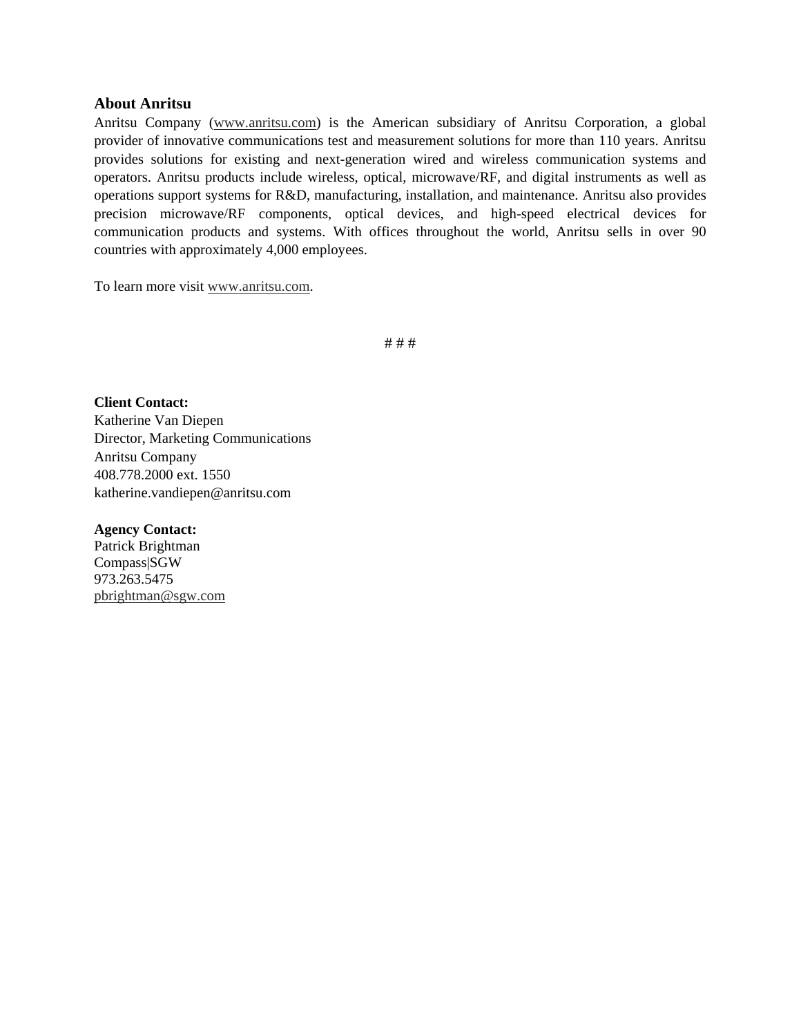## About Anritsu

Anritsu Company (www.anritsu.com) is the American subsidiary of Anritsu Corporation, a global provider of innovative communications test and measurement solutions for more than 110 years. Anritsu provides solutions for existing and next-generation wired and wireless communication systems and operators. Anritsu products include wireless, optical, microwave/RF, and digital instruments as well as operations support systems for R&D, manufacturing, installation, and maintenance. Anritsu also provides precision microwave/RF components, optical devices, and high-speed electrical devices for communication products and systems. With offices throughout the world, Anritsu sells in over 90 countries with approximately 4,000 employees.

To learn more visit www.anritsu.com.

# # #

**Client Contact:**
Katherine Van Diepen
Director, Marketing Communications
Anritsu Company
408.778.2000 ext. 1550
katherine.vandiepen@anritsu.com

**Agency Contact:**
Patrick Brightman
Compass|SGW
973.263.5475
pbrightman@sgw.com